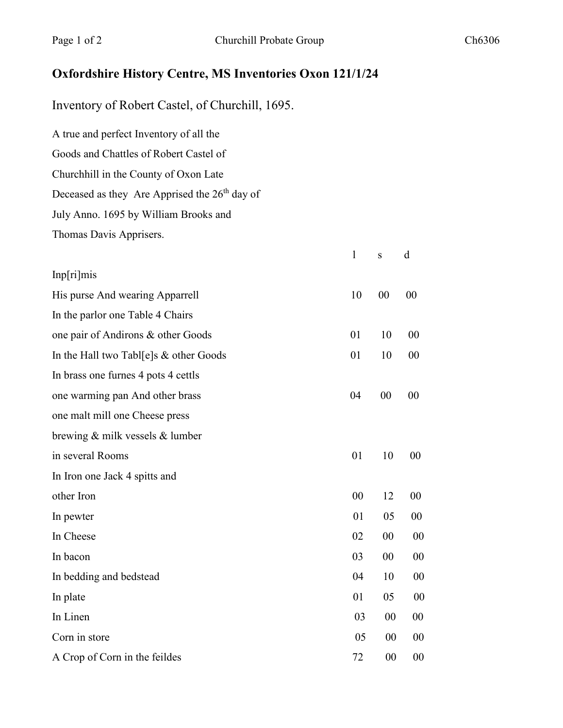## Oxfordshire History Centre, MS Inventories Oxon 121/1/24

Inventory of Robert Castel, of Churchill, 1695.

A true and perfect Inventory of all the
Goods and Chattles of Robert Castel of
Churchhill in the County of Oxon Late
Deceased as they Are Apprised the 26th day of
July Anno. 1695 by William Brooks and
Thomas Davis Apprisers.

| | l | s | d |
|---|---|---|---|
| Inp[ri]mis | | | |
| His purse And wearing Apparrell | 10 | 00 | 00 |
| In the parlor one Table 4 Chairs one pair of Andirons & other Goods | 01 | 10 | 00 |
| In the Hall two Tabl[e]s & other Goods | 01 | 10 | 00 |
| In brass one furnes 4 pots 4 cettls one warming pan And other brass | 04 | 00 | 00 |
| one malt mill one Cheese press brewing & milk vessels & lumber in several Rooms | 01 | 10 | 00 |
| In Iron one Jack 4 spitts and other Iron | 00 | 12 | 00 |
| In pewter | 01 | 05 | 00 |
| In Cheese | 02 | 00 | 00 |
| In bacon | 03 | 00 | 00 |
| In bedding and bedstead | 04 | 10 | 00 |
| In plate | 01 | 05 | 00 |
| In Linen | 03 | 00 | 00 |
| Corn in store | 05 | 00 | 00 |
| A Crop of Corn in the feildes | 72 | 00 | 00 |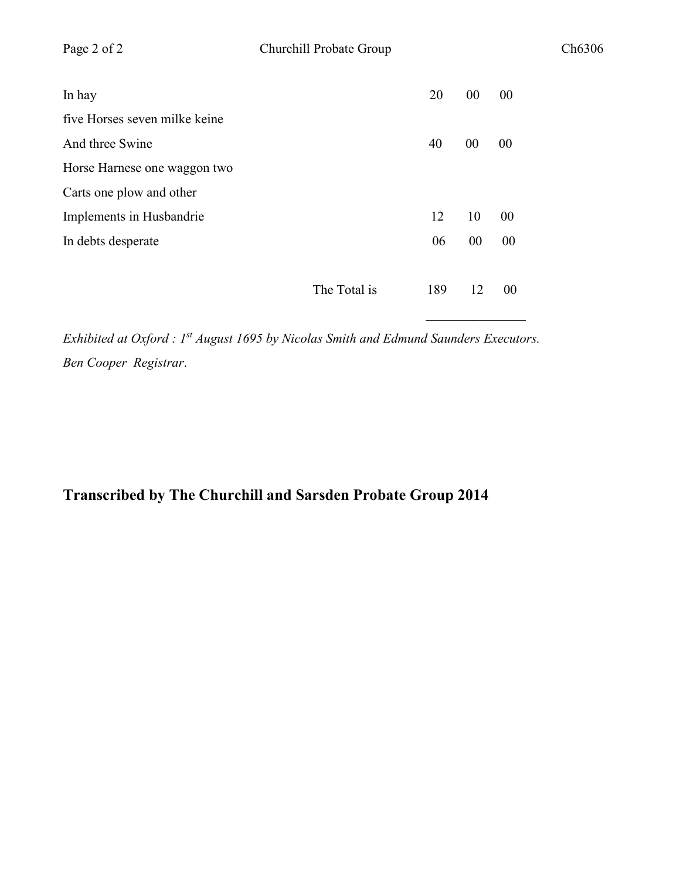| | | | |
|---|---|---|---|
| In hay | 20 | 00 | 00 |
| five Horses seven milke keine | | | |
| And three Swine | 40 | 00 | 00 |
| Horse Harnese one waggon two | | | |
| Carts one plow and other | | | |
| Implements in Husbandrie | 12 | 10 | 00 |
| In debts desperate | 06 | 00 | 00 |
| The Total is | 189 | 12 | 00 |

*Exhibited at Oxford : 1st August 1695 by Nicolas Smith and Edmund Saunders Executors.*
*Ben Cooper Registrar*.

**Transcribed by The Churchill and Sarsden Probate Group 2014**